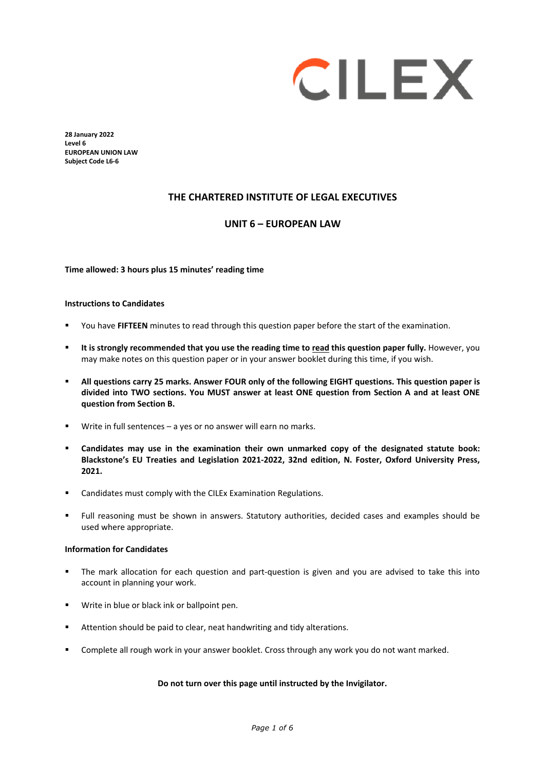CILEX

**28 January 2022**
**Level 6**
**EUROPEAN UNION LAW**
**Subject Code L6-6**

## THE CHARTERED INSTITUTE OF LEGAL EXECUTIVES

## UNIT 6 – EUROPEAN LAW

**Time allowed: 3 hours plus 15 minutes' reading time**

**Instructions to Candidates**

- You have **FIFTEEN** minutes to read through this question paper before the start of the examination.
- **It is strongly recommended that you use the reading time to read this question paper fully.** However, you may make notes on this question paper or in your answer booklet during this time, if you wish.
- **All questions carry 25 marks. Answer FOUR only of the following EIGHT questions. This question paper is divided into TWO sections. You MUST answer at least ONE question from Section A and at least ONE question from Section B.**
- Write in full sentences – a yes or no answer will earn no marks.
- **Candidates may use in the examination their own unmarked copy of the designated statute book: Blackstone's EU Treaties and Legislation 2021-2022, 32nd edition, N. Foster, Oxford University Press, 2021.**
- Candidates must comply with the CILEx Examination Regulations.
- Full reasoning must be shown in answers. Statutory authorities, decided cases and examples should be used where appropriate.

**Information for Candidates**

- The mark allocation for each question and part-question is given and you are advised to take this into account in planning your work.
- Write in blue or black ink or ballpoint pen.
- Attention should be paid to clear, neat handwriting and tidy alterations.
- Complete all rough work in your answer booklet. Cross through any work you do not want marked.

**Do not turn over this page until instructed by the Invigilator.**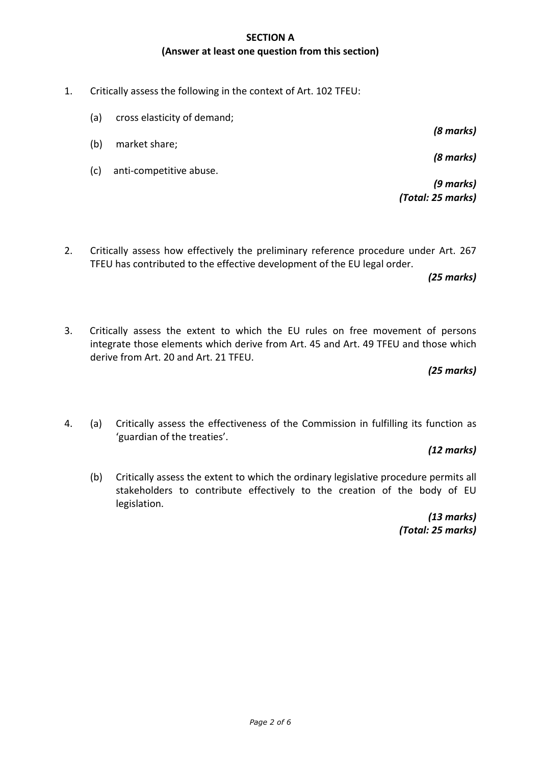## SECTION A

**(Answer at least one question from this section)**

1. Critically assess the following in the context of Art. 102 TFEU:

   (a) cross elasticity of demand;

   ***(8 marks)***

   (b) market share;

   ***(8 marks)***

   (c) anti-competitive abuse.

   ***(9 marks)***

   ***(Total: 25 marks)***

2. Critically assess how effectively the preliminary reference procedure under Art. 267 TFEU has contributed to the effective development of the EU legal order.

   ***(25 marks)***

3. Critically assess the extent to which the EU rules on free movement of persons integrate those elements which derive from Art. 45 and Art. 49 TFEU and those which derive from Art. 20 and Art. 21 TFEU.

   ***(25 marks)***

4. (a) Critically assess the effectiveness of the Commission in fulfilling its function as 'guardian of the treaties'.

   ***(12 marks)***

   (b) Critically assess the extent to which the ordinary legislative procedure permits all stakeholders to contribute effectively to the creation of the body of EU legislation.

   ***(13 marks)***

   ***(Total: 25 marks)***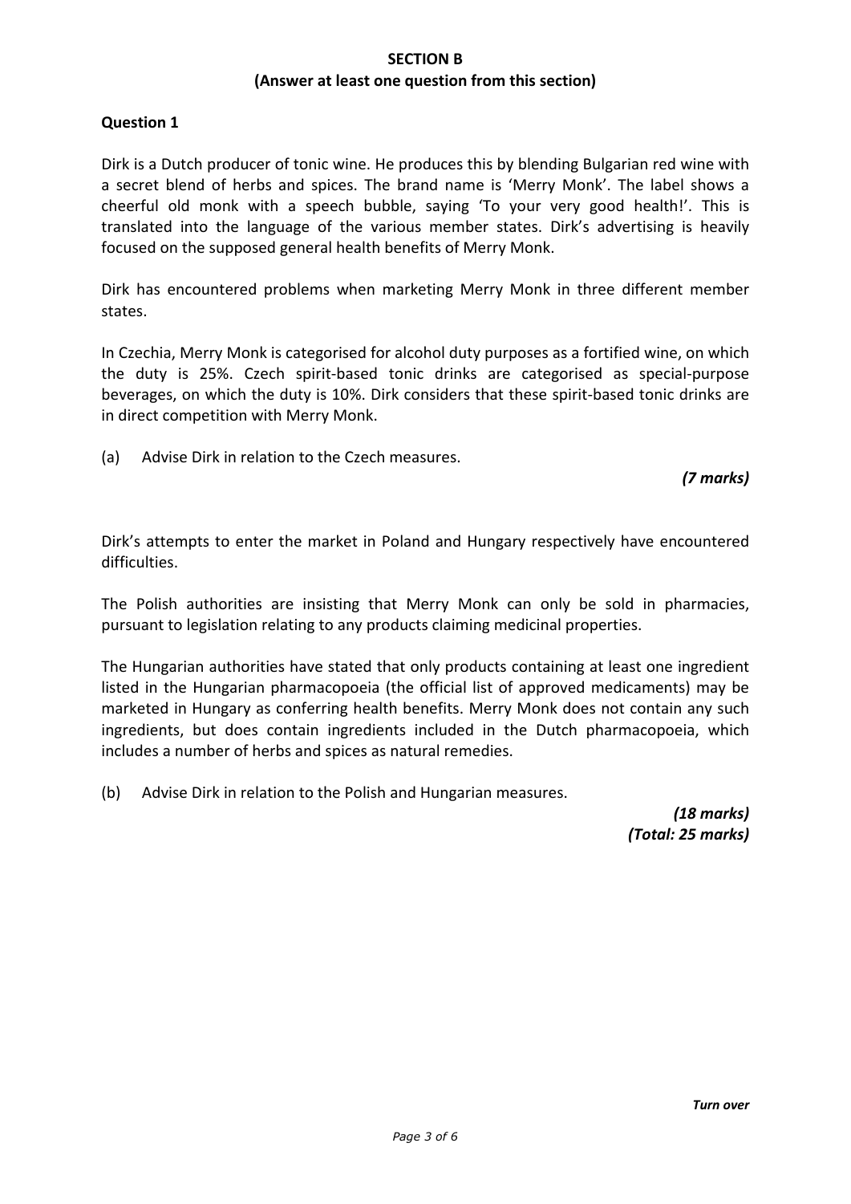**SECTION B**

**(Answer at least one question from this section)**

**Question 1**

Dirk is a Dutch producer of tonic wine. He produces this by blending Bulgarian red wine with a secret blend of herbs and spices. The brand name is 'Merry Monk'. The label shows a cheerful old monk with a speech bubble, saying 'To your very good health!'. This is translated into the language of the various member states. Dirk's advertising is heavily focused on the supposed general health benefits of Merry Monk.

Dirk has encountered problems when marketing Merry Monk in three different member states.

In Czechia, Merry Monk is categorised for alcohol duty purposes as a fortified wine, on which the duty is 25%. Czech spirit-based tonic drinks are categorised as special-purpose beverages, on which the duty is 10%. Dirk considers that these spirit-based tonic drinks are in direct competition with Merry Monk.

(a) Advise Dirk in relation to the Czech measures.

*(7 marks)*

Dirk's attempts to enter the market in Poland and Hungary respectively have encountered difficulties.

The Polish authorities are insisting that Merry Monk can only be sold in pharmacies, pursuant to legislation relating to any products claiming medicinal properties.

The Hungarian authorities have stated that only products containing at least one ingredient listed in the Hungarian pharmacopoeia (the official list of approved medicaments) may be marketed in Hungary as conferring health benefits. Merry Monk does not contain any such ingredients, but does contain ingredients included in the Dutch pharmacopoeia, which includes a number of herbs and spices as natural remedies.

(b) Advise Dirk in relation to the Polish and Hungarian measures.

*(18 marks)*
*(Total: 25 marks)*

*Turn over*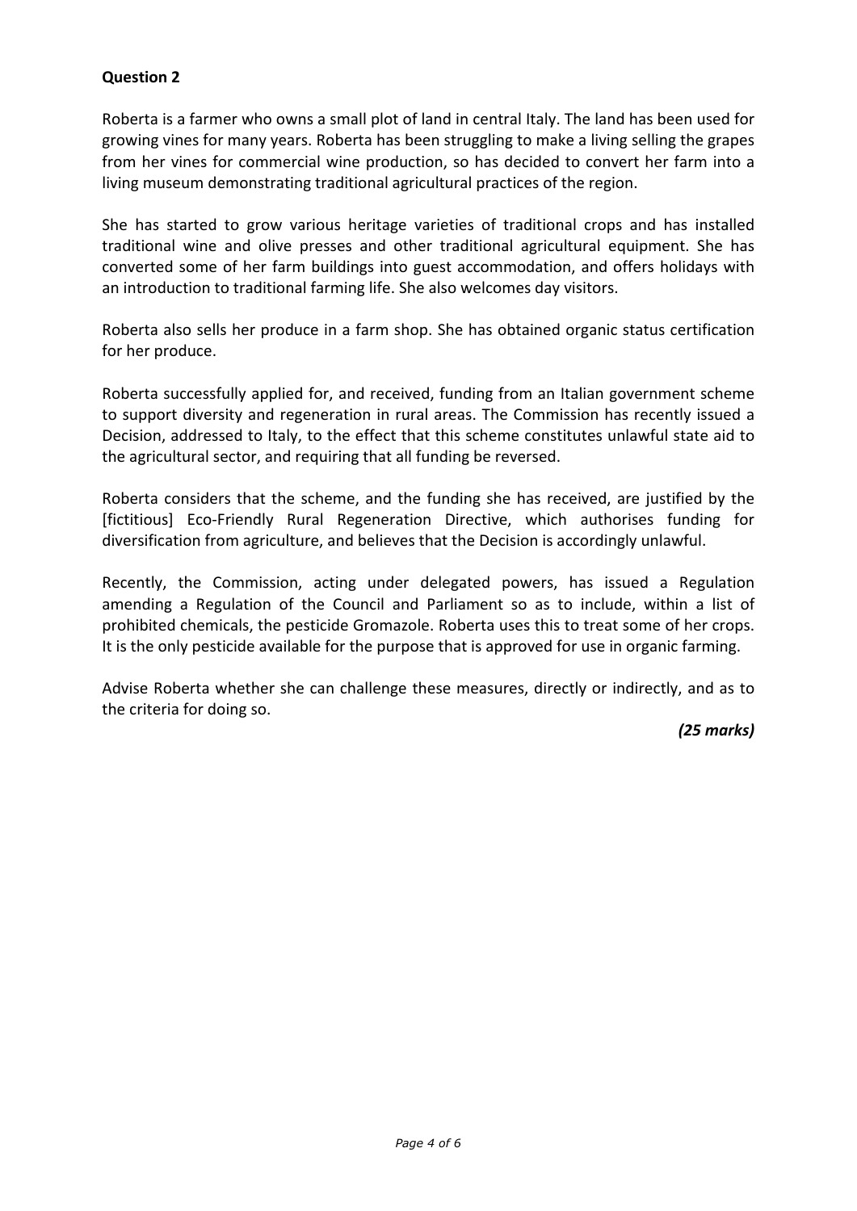**Question 2**

Roberta is a farmer who owns a small plot of land in central Italy. The land has been used for growing vines for many years. Roberta has been struggling to make a living selling the grapes from her vines for commercial wine production, so has decided to convert her farm into a living museum demonstrating traditional agricultural practices of the region.

She has started to grow various heritage varieties of traditional crops and has installed traditional wine and olive presses and other traditional agricultural equipment. She has converted some of her farm buildings into guest accommodation, and offers holidays with an introduction to traditional farming life. She also welcomes day visitors.

Roberta also sells her produce in a farm shop. She has obtained organic status certification for her produce.

Roberta successfully applied for, and received, funding from an Italian government scheme to support diversity and regeneration in rural areas. The Commission has recently issued a Decision, addressed to Italy, to the effect that this scheme constitutes unlawful state aid to the agricultural sector, and requiring that all funding be reversed.

Roberta considers that the scheme, and the funding she has received, are justified by the [fictitious] Eco-Friendly Rural Regeneration Directive, which authorises funding for diversification from agriculture, and believes that the Decision is accordingly unlawful.

Recently, the Commission, acting under delegated powers, has issued a Regulation amending a Regulation of the Council and Parliament so as to include, within a list of prohibited chemicals, the pesticide Gromazole. Roberta uses this to treat some of her crops. It is the only pesticide available for the purpose that is approved for use in organic farming.

Advise Roberta whether she can challenge these measures, directly or indirectly, and as to the criteria for doing so.

***(25 marks)***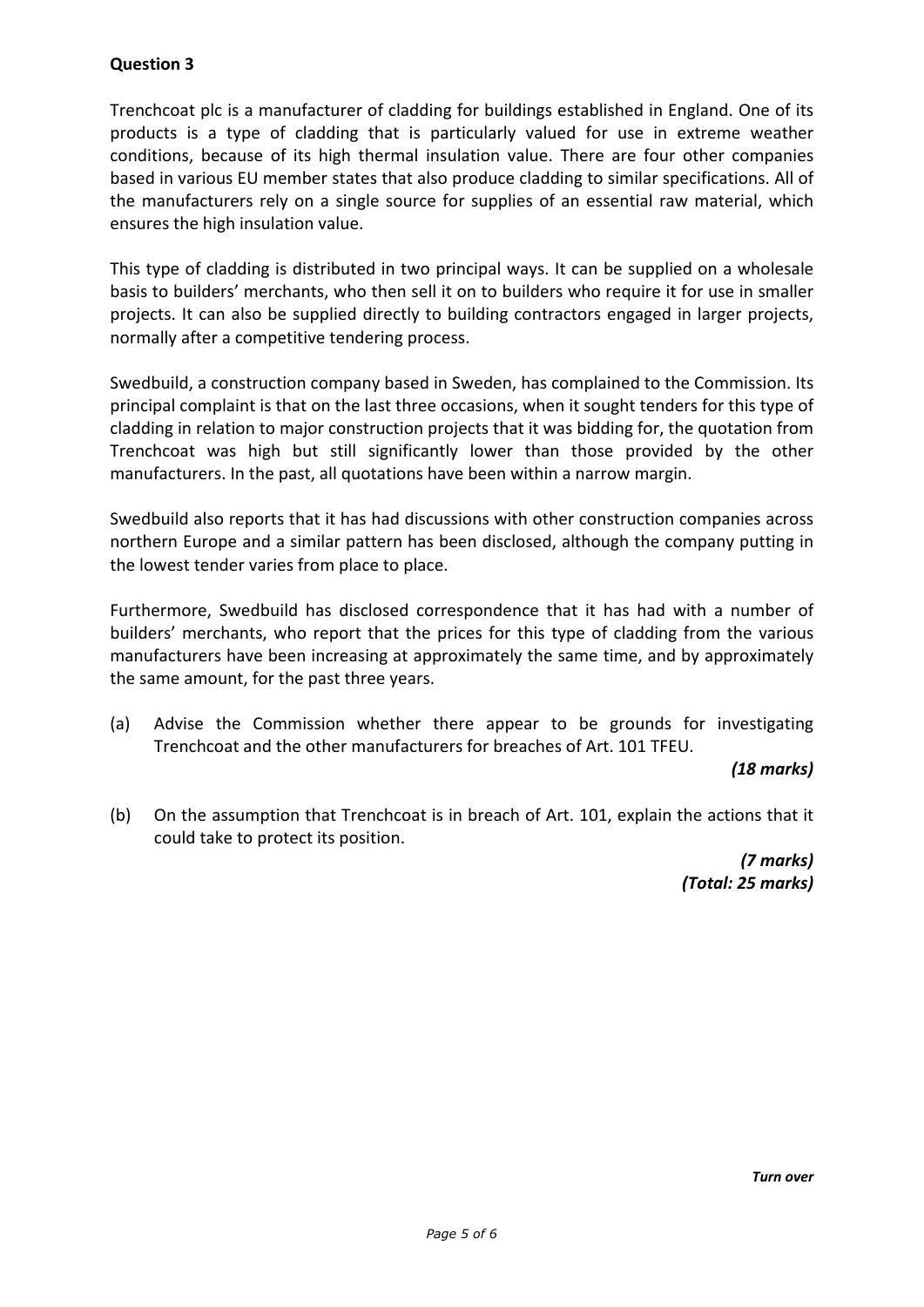**Question 3**

Trenchcoat plc is a manufacturer of cladding for buildings established in England. One of its products is a type of cladding that is particularly valued for use in extreme weather conditions, because of its high thermal insulation value. There are four other companies based in various EU member states that also produce cladding to similar specifications. All of the manufacturers rely on a single source for supplies of an essential raw material, which ensures the high insulation value.

This type of cladding is distributed in two principal ways. It can be supplied on a wholesale basis to builders' merchants, who then sell it on to builders who require it for use in smaller projects. It can also be supplied directly to building contractors engaged in larger projects, normally after a competitive tendering process.

Swedbuild, a construction company based in Sweden, has complained to the Commission. Its principal complaint is that on the last three occasions, when it sought tenders for this type of cladding in relation to major construction projects that it was bidding for, the quotation from Trenchcoat was high but still significantly lower than those provided by the other manufacturers. In the past, all quotations have been within a narrow margin.

Swedbuild also reports that it has had discussions with other construction companies across northern Europe and a similar pattern has been disclosed, although the company putting in the lowest tender varies from place to place.

Furthermore, Swedbuild has disclosed correspondence that it has had with a number of builders' merchants, who report that the prices for this type of cladding from the various manufacturers have been increasing at approximately the same time, and by approximately the same amount, for the past three years.

(a) Advise the Commission whether there appear to be grounds for investigating Trenchcoat and the other manufacturers for breaches of Art. 101 TFEU.

*(18 marks)*

(b) On the assumption that Trenchcoat is in breach of Art. 101, explain the actions that it could take to protect its position.

*(7 marks)*
*(Total: 25 marks)*

*Turn over*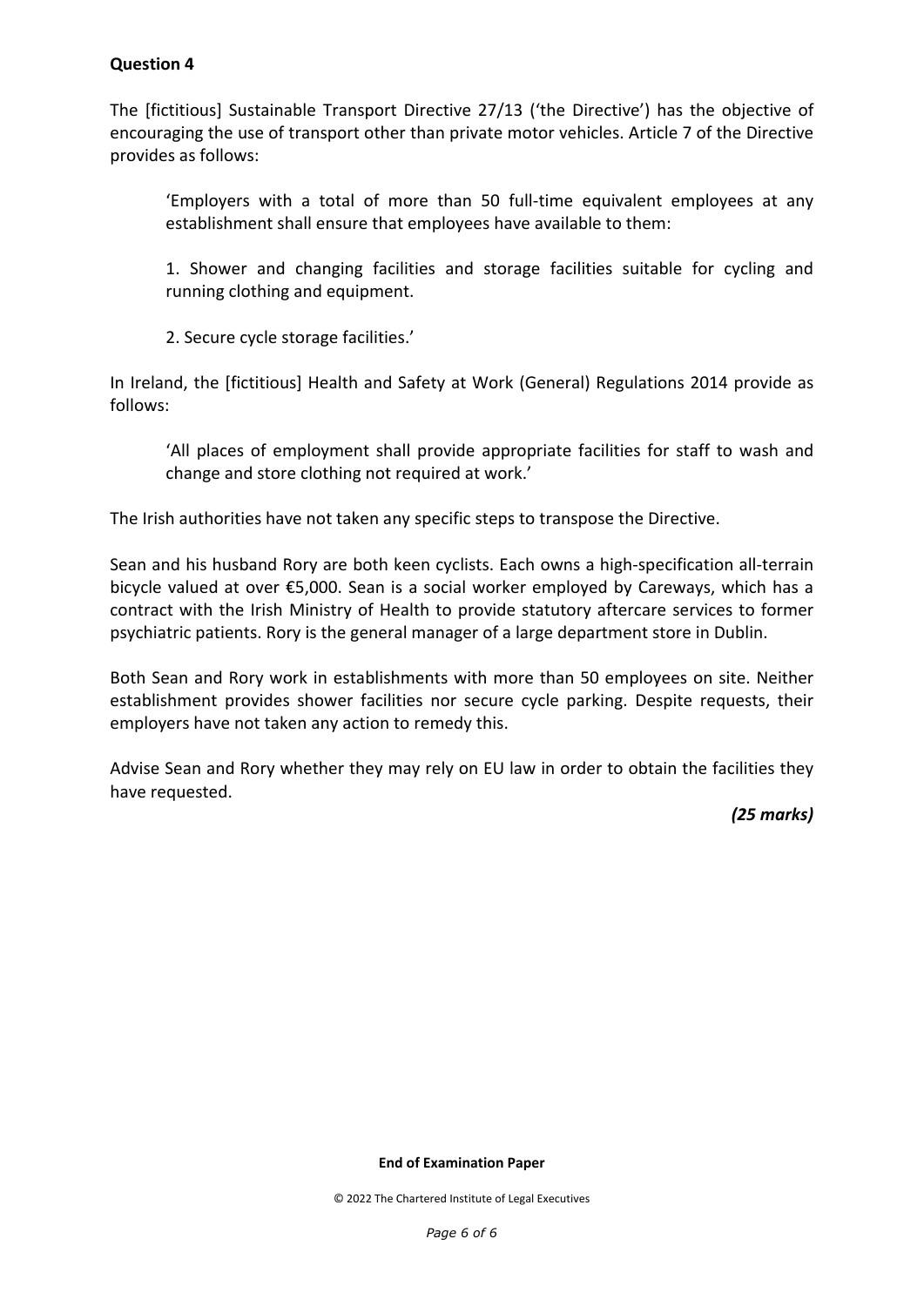**Question 4**

The [fictitious] Sustainable Transport Directive 27/13 ('the Directive') has the objective of encouraging the use of transport other than private motor vehicles. Article 7 of the Directive provides as follows:

> 'Employers with a total of more than 50 full-time equivalent employees at any establishment shall ensure that employees have available to them:
>
> 1. Shower and changing facilities and storage facilities suitable for cycling and running clothing and equipment.
>
> 2. Secure cycle storage facilities.'

In Ireland, the [fictitious] Health and Safety at Work (General) Regulations 2014 provide as follows:

> 'All places of employment shall provide appropriate facilities for staff to wash and change and store clothing not required at work.'

The Irish authorities have not taken any specific steps to transpose the Directive.

Sean and his husband Rory are both keen cyclists. Each owns a high-specification all-terrain bicycle valued at over €5,000. Sean is a social worker employed by Careways, which has a contract with the Irish Ministry of Health to provide statutory aftercare services to former psychiatric patients. Rory is the general manager of a large department store in Dublin.

Both Sean and Rory work in establishments with more than 50 employees on site. Neither establishment provides shower facilities nor secure cycle parking. Despite requests, their employers have not taken any action to remedy this.

Advise Sean and Rory whether they may rely on EU law in order to obtain the facilities they have requested.

***(25 marks)***

**End of Examination Paper**

© 2022 The Chartered Institute of Legal Executives